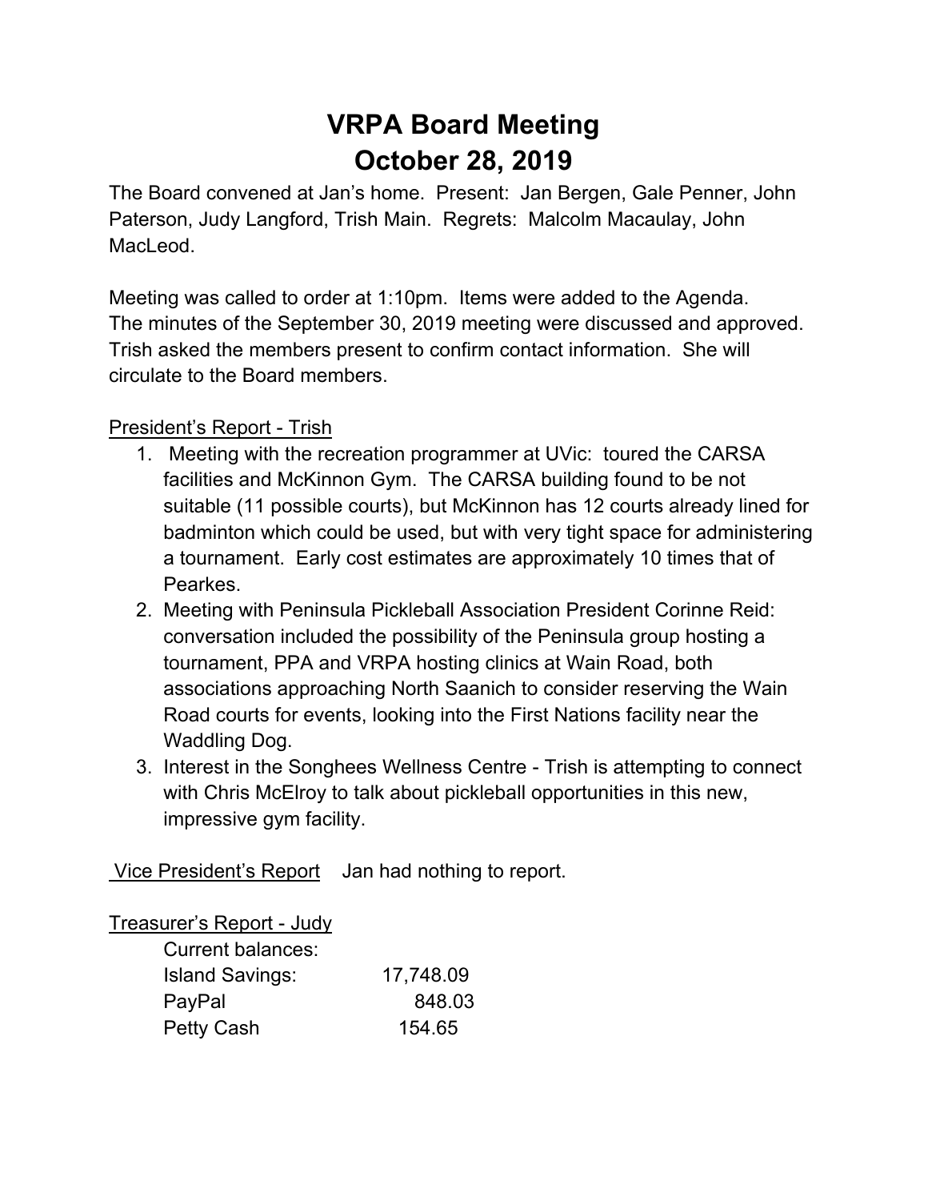# VRPA Board Meeting
# October 28, 2019

The Board convened at Jan's home. Present: Jan Bergen, Gale Penner, John Paterson, Judy Langford, Trish Main. Regrets: Malcolm Macaulay, John MacLeod.

Meeting was called to order at 1:10pm. Items were added to the Agenda. The minutes of the September 30, 2019 meeting were discussed and approved. Trish asked the members present to confirm contact information. She will circulate to the Board members.

President's Report - Trish

1. Meeting with the recreation programmer at UVic: toured the CARSA facilities and McKinnon Gym. The CARSA building found to be not suitable (11 possible courts), but McKinnon has 12 courts already lined for badminton which could be used, but with very tight space for administering a tournament. Early cost estimates are approximately 10 times that of Pearkes.
2. Meeting with Peninsula Pickleball Association President Corinne Reid: conversation included the possibility of the Peninsula group hosting a tournament, PPA and VRPA hosting clinics at Wain Road, both associations approaching North Saanich to consider reserving the Wain Road courts for events, looking into the First Nations facility near the Waddling Dog.
3. Interest in the Songhees Wellness Centre - Trish is attempting to connect with Chris McElroy to talk about pickleball opportunities in this new, impressive gym facility.

Vice President's Report Jan had nothing to report.

Treasurer's Report - Judy

Current balances:

| | |
|---|---|
| Island Savings: | 17,748.09 |
| PayPal | 848.03 |
| Petty Cash | 154.65 |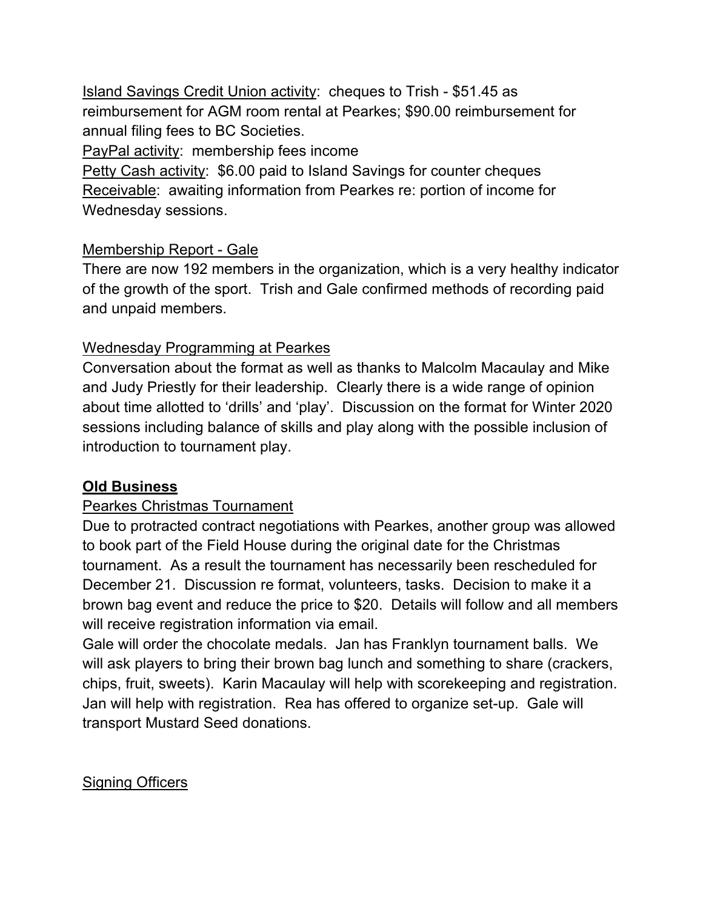Island Savings Credit Union activity: cheques to Trish - $51.45 as reimbursement for AGM room rental at Pearkes; $90.00 reimbursement for annual filing fees to BC Societies.
PayPal activity: membership fees income
Petty Cash activity: $6.00 paid to Island Savings for counter cheques
Receivable: awaiting information from Pearkes re: portion of income for Wednesday sessions.

Membership Report - Gale
There are now 192 members in the organization, which is a very healthy indicator of the growth of the sport. Trish and Gale confirmed methods of recording paid and unpaid members.

Wednesday Programming at Pearkes
Conversation about the format as well as thanks to Malcolm Macaulay and Mike and Judy Priestly for their leadership. Clearly there is a wide range of opinion about time allotted to 'drills' and 'play'. Discussion on the format for Winter 2020 sessions including balance of skills and play along with the possible inclusion of introduction to tournament play.

**Old Business**

Pearkes Christmas Tournament
Due to protracted contract negotiations with Pearkes, another group was allowed to book part of the Field House during the original date for the Christmas tournament. As a result the tournament has necessarily been rescheduled for December 21. Discussion re format, volunteers, tasks. Decision to make it a brown bag event and reduce the price to $20. Details will follow and all members will receive registration information via email.
Gale will order the chocolate medals. Jan has Franklyn tournament balls. We will ask players to bring their brown bag lunch and something to share (crackers, chips, fruit, sweets). Karin Macaulay will help with scorekeeping and registration. Jan will help with registration. Rea has offered to organize set-up. Gale will transport Mustard Seed donations.

Signing Officers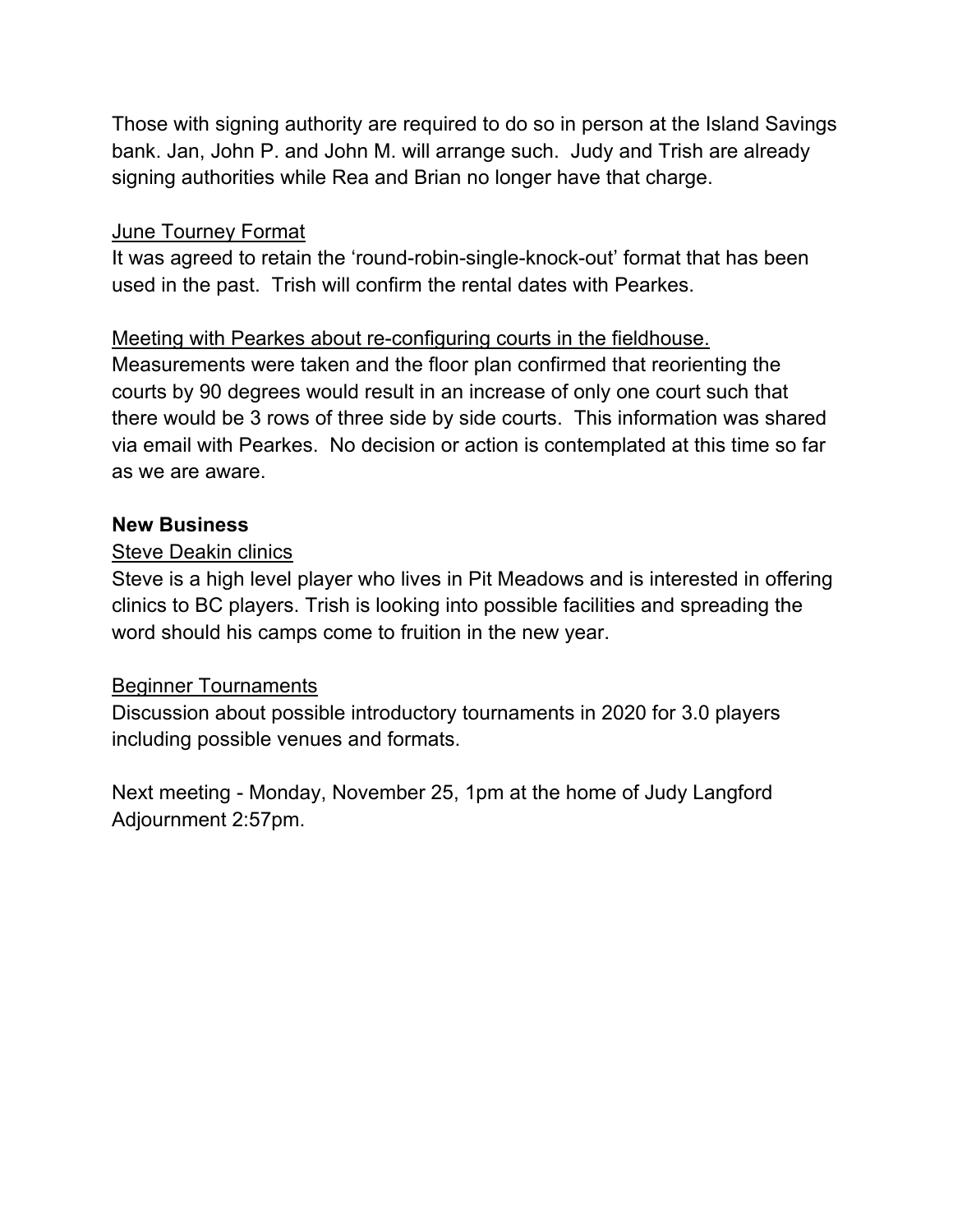Those with signing authority are required to do so in person at the Island Savings bank. Jan, John P. and John M. will arrange such. Judy and Trish are already signing authorities while Rea and Brian no longer have that charge.

<u>June Tourney Format</u>

It was agreed to retain the 'round-robin-single-knock-out' format that has been used in the past. Trish will confirm the rental dates with Pearkes.

<u>Meeting with Pearkes about re-configuring courts in the fieldhouse.</u>

Measurements were taken and the floor plan confirmed that reorienting the courts by 90 degrees would result in an increase of only one court such that there would be 3 rows of three side by side courts. This information was shared via email with Pearkes. No decision or action is contemplated at this time so far as we are aware.

**New Business**

<u>Steve Deakin clinics</u>

Steve is a high level player who lives in Pit Meadows and is interested in offering clinics to BC players. Trish is looking into possible facilities and spreading the word should his camps come to fruition in the new year.

<u>Beginner Tournaments</u>

Discussion about possible introductory tournaments in 2020 for 3.0 players including possible venues and formats.

Next meeting - Monday, November 25, 1pm at the home of Judy Langford
Adjournment 2:57pm.